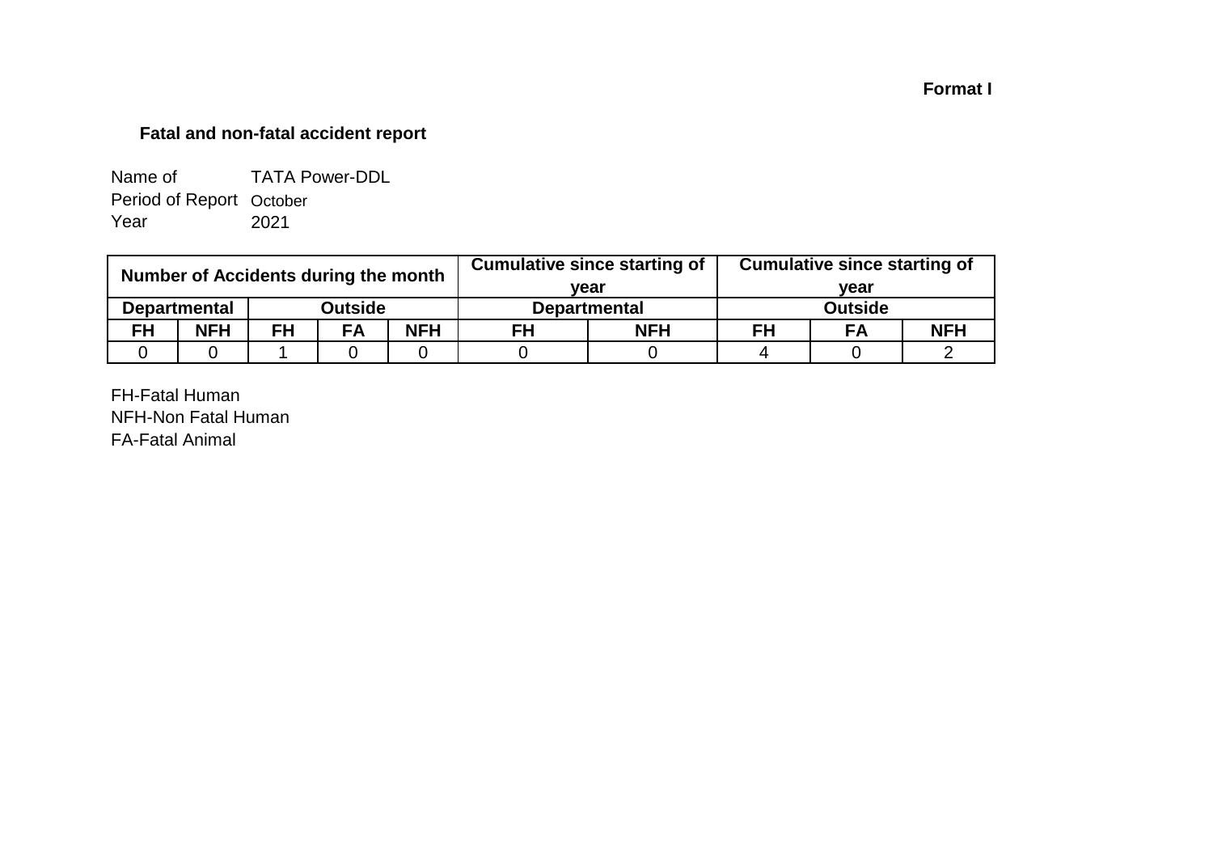**Format I**

**Fatal and non-fatal accident report**

Name of TATA Power-DDL
Period of Report October
Year 2021

| Number of Accidents during the month | | | | | Cumulative since starting of year | | Cumulative since starting of year | | |
|---|---|---|---|---|---|---|---|---|---|
| Departmental | | Outside | | | Departmental | | Outside | | |
| FH | NFH | FH | FA | NFH | FH | NFH | FH | FA | NFH |
| 0 | 0 | 1 | 0 | 0 | 0 | 0 | 4 | 0 | 2 |

FH-Fatal Human
NFH-Non Fatal Human
FA-Fatal Animal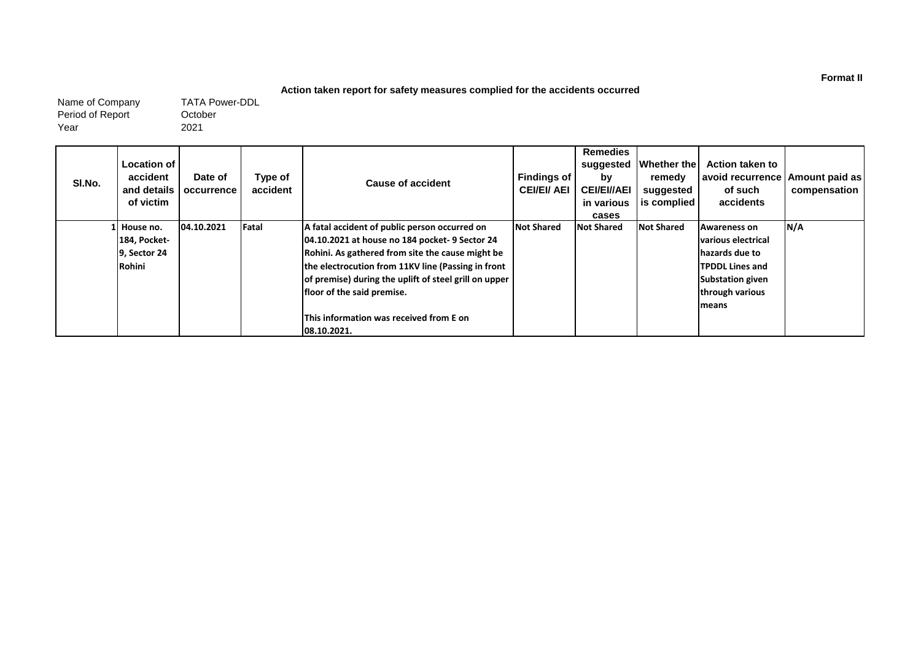**Format II**

**Action taken report for safety measures complied for the accidents occurred**

Name of Company TATA Power-DDL
Period of Report October
Year 2021

| Sl.No. | Location of accident and details of victim | Date of occurrence | Type of accident | Cause of accident | Findings of CEI/EI/ AEI | Remedies suggested by CEI/EI//AEI in various cases | Whether the remedy suggested is complied | Action taken to avoid recurrence of such accidents | Amount paid as compensation |
|---|---|---|---|---|---|---|---|---|---|
| 1 | **House no. 184, Pocket-9, Sector 24 Rohini** | **04.10.2021** | **Fatal** | **A fatal accident of public person occurred on 04.10.2021 at house no 184 pocket- 9 Sector 24 Rohini. As gathered from site the cause might be the electrocution from 11KV line (Passing in front of premise) during the uplift of steel grill on upper floor of the said premise.** <br><br> **This information was received from E on 08.10.2021.** | **Not Shared** | **Not Shared** | **Not Shared** | **Awareness on various electrical hazards due to TPDDL Lines and Substation given through various means** | **N/A** |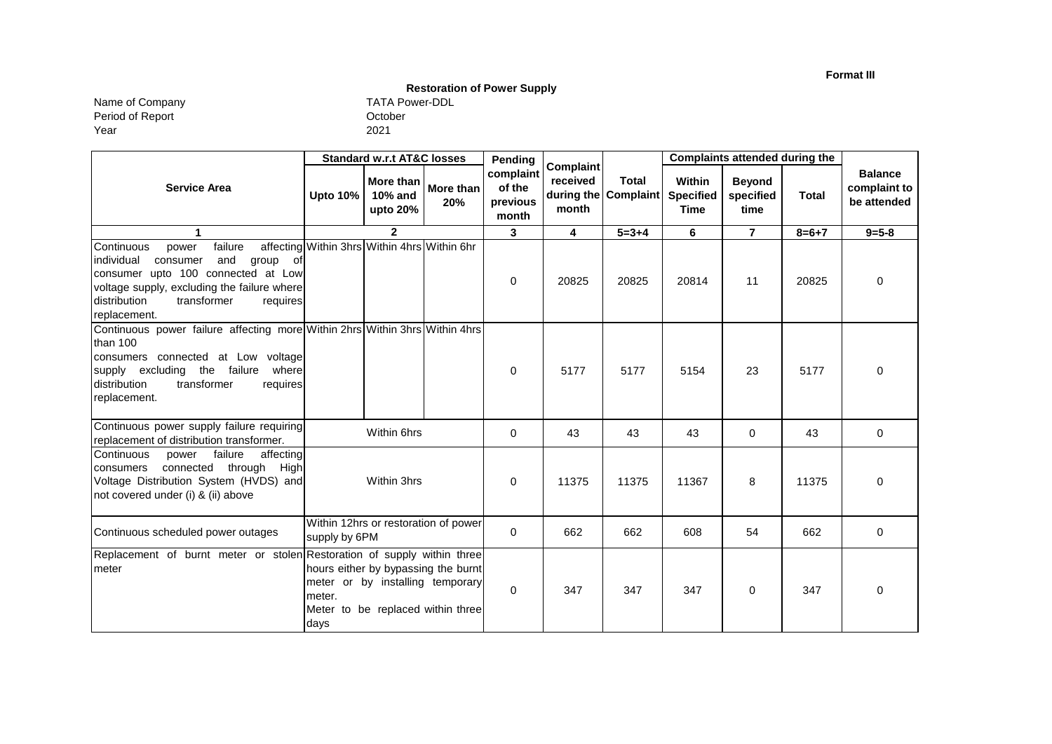**Format III**

**Restoration of Power Supply**

Name of Company: TATA Power-DDL
Period of Report: October
Year: 2021

| Service Area | Standard w.r.t AT&C losses | | | Pending complaint of the previous month | Complaint received during the month | Total Complaint | Complaints attended during the | | | Balance complaint to be attended |
|---|---|---|---|---|---|---|---|---|---|---|
| | Upto 10% | More than 10% and upto 20% | More than 20% | | | | Within Specified Time | Beyond specified time | Total | |
| 1 | 2 | | | 3 | 4 | 5=3+4 | 6 | 7 | 8=6+7 | 9=5-8 |
| Continuous power failure affecting individual consumer and group of consumer upto 100 connected at Low voltage supply, excluding the failure where distribution transformer requires replacement. | Within 3hrs | Within 4hrs | Within 6hr | 0 | 20825 | 20825 | 20814 | 11 | 20825 | 0 |
| Continuous power failure affecting more than 100 consumers connected at Low voltage supply excluding the failure where distribution transformer requires replacement. | Within 2hrs | Within 3hrs | Within 4hrs | 0 | 5177 | 5177 | 5154 | 23 | 5177 | 0 |
| Continuous power supply failure requiring replacement of distribution transformer. | Within 6hrs | | | 0 | 43 | 43 | 43 | 0 | 43 | 0 |
| Continuous power failure affecting consumers connected through High Voltage Distribution System (HVDS) and not covered under (i) & (ii) above | Within 3hrs | | | 0 | 11375 | 11375 | 11367 | 8 | 11375 | 0 |
| Continuous scheduled power outages | Within 12hrs or restoration of power supply by 6PM | | | 0 | 662 | 662 | 608 | 54 | 662 | 0 |
| Replacement of burnt meter or stolen meter | Restoration of supply within three hours either by bypassing the burnt meter or by installing temporary meter. Meter to be replaced within three days | | | 0 | 347 | 347 | 347 | 0 | 347 | 0 |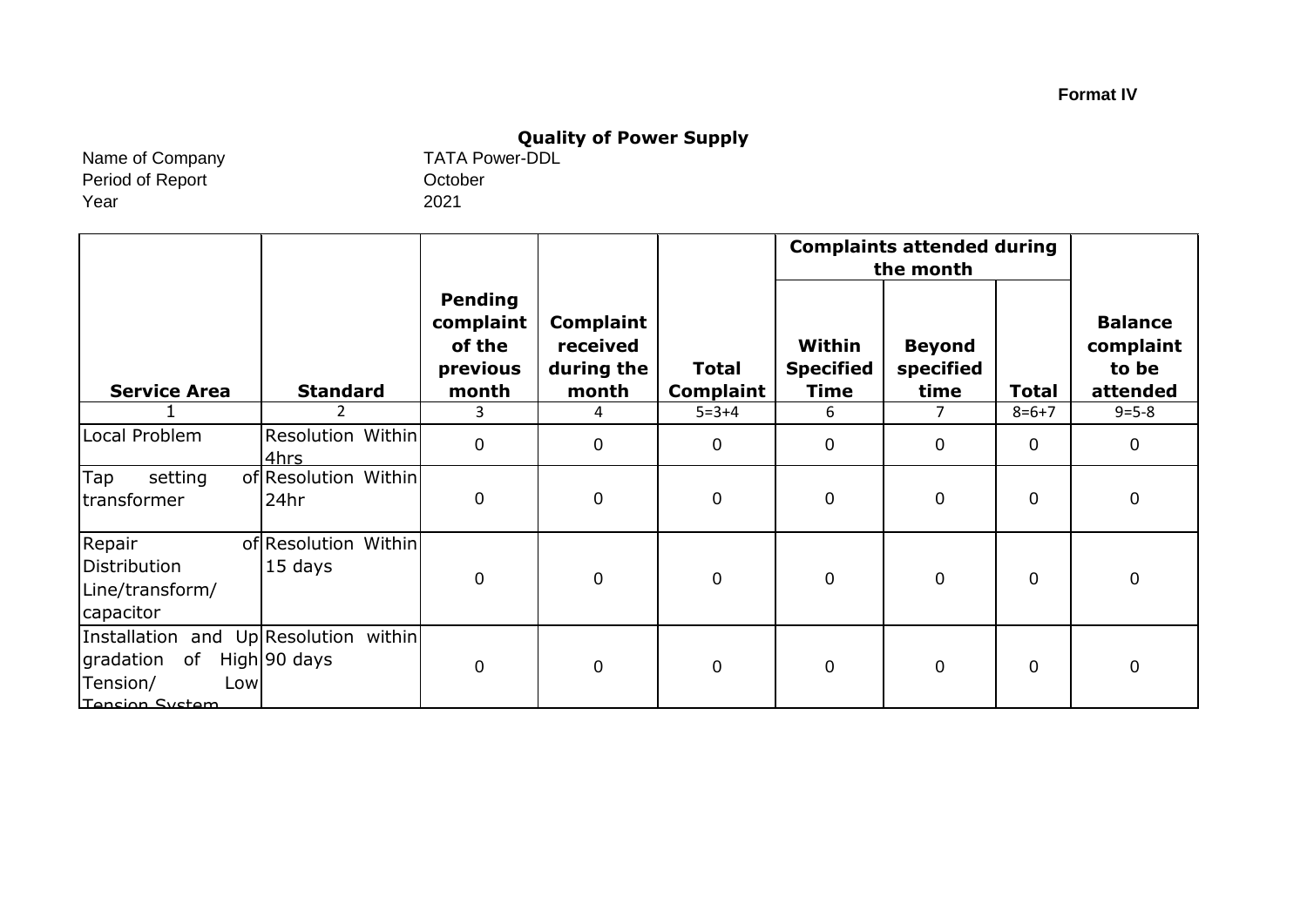**Format IV**

## Quality of Power Supply

Name of Company TATA Power-DDL
Period of Report October
Year 2021

| Service Area | Standard | Pending complaint of the previous month | Complaint received during the month | Total Complaint | Complaints attended during the month | | | Balance complaint to be attended |
|---|---|---|---|---|---|---|---|---|
| | | | | | Within Specified Time | Beyond specified time | Total | |
| 1 | 2 | 3 | 4 | 5=3+4 | 6 | 7 | 8=6+7 | 9=5-8 |
| Local Problem | Resolution Within 4hrs | 0 | 0 | 0 | 0 | 0 | 0 | 0 |
| Tap setting of transformer | Resolution Within 24hr | 0 | 0 | 0 | 0 | 0 | 0 | 0 |
| Repair of Distribution Line/transform/ capacitor | Resolution Within 15 days | 0 | 0 | 0 | 0 | 0 | 0 | 0 |
| Installation and Up gradation of High Tension/ Low Tension System | Resolution within 90 days | 0 | 0 | 0 | 0 | 0 | 0 | 0 |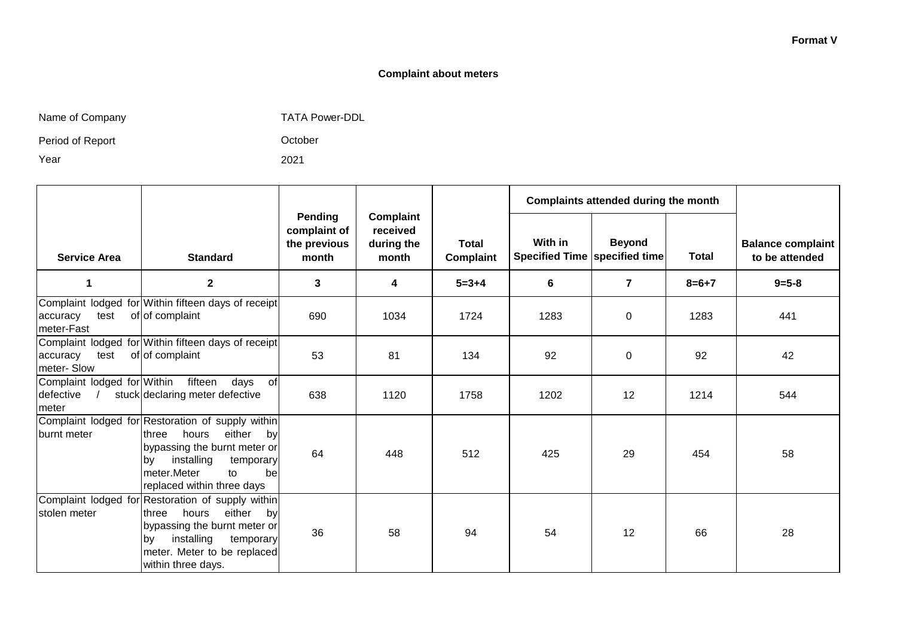**Format V**

**Complaint about meters**

Name of Company TATA Power-DDL

Period of Report October

Year 2021

| Service Area | Standard | Pending complaint of the previous month | Complaint received during the month | Total Complaint | Complaints attended during the month | | | Balance complaint to be attended |
|---|---|---|---|---|---|---|---|---|
| | | | | | With in Specified Time | Beyond specified time | Total | |
| 1 | 2 | 3 | 4 | 5=3+4 | 6 | 7 | 8=6+7 | 9=5-8 |
| Complaint lodged for accuracy test of meter-Fast | Within fifteen days of receipt of complaint | 690 | 1034 | 1724 | 1283 | 0 | 1283 | 441 |
| Complaint lodged for accuracy test of meter- Slow | Within fifteen days of receipt of complaint | 53 | 81 | 134 | 92 | 0 | 92 | 42 |
| Complaint lodged for defective / stuck meter | Within fifteen days of declaring meter defective | 638 | 1120 | 1758 | 1202 | 12 | 1214 | 544 |
| Complaint lodged for burnt meter | Restoration of supply within three hours either by bypassing the burnt meter or by installing temporary meter.Meter to be replaced within three days | 64 | 448 | 512 | 425 | 29 | 454 | 58 |
| Complaint lodged for stolen meter | Restoration of supply within three hours either by bypassing the burnt meter or by installing temporary meter. Meter to be replaced within three days. | 36 | 58 | 94 | 54 | 12 | 66 | 28 |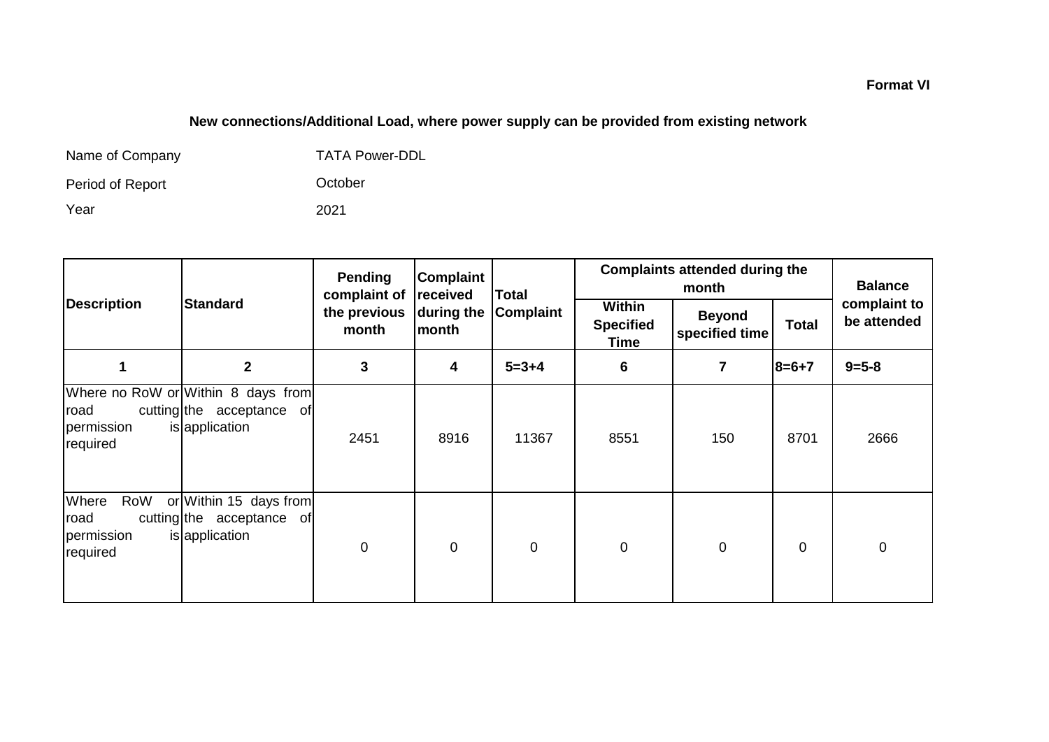**Format VI**

## New connections/Additional Load, where power supply can be provided from existing network

Name of Company TATA Power-DDL

Period of Report October

Year 2021

| Description | Standard | Pending complaint of the previous month | Complaint received during the month | Total Complaint | Complaints attended during the month | | | Balance complaint to be attended |
|---|---|---|---|---|---|---|---|---|
| | | | | | Within Specified Time | Beyond specified time | Total | |
| 1 | 2 | 3 | 4 | 5=3+4 | 6 | 7 | 8=6+7 | 9=5-8 |
| Where no RoW or road cutting permission is required | Within 8 days from the acceptance of application | 2451 | 8916 | 11367 | 8551 | 150 | 8701 | 2666 |
| Where RoW or road cutting permission is required | Within 15 days from the acceptance of application | 0 | 0 | 0 | 0 | 0 | 0 | 0 |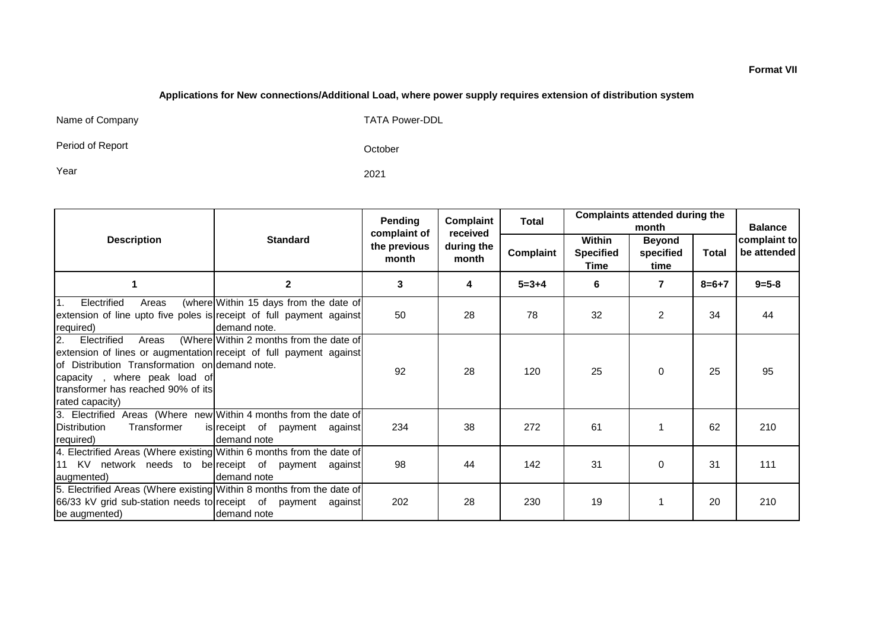**Format VII**

**Applications for New connections/Additional Load, where power supply requires extension of distribution system**

Name of Company TATA Power-DDL

Period of Report October

Year 2021

| Description | Standard | Pending complaint of the previous month | Complaint received during the month | Total | Complaints attended during the month | | | Balance complaint to be attended |
|---|---|---|---|---|---|---|---|---|
| | | | | Complaint | Within Specified Time | Beyond specified time | Total | |
| 1 | 2 | 3 | 4 | 5=3+4 | 6 | 7 | 8=6+7 | 9=5-8 |
| 1. Electrified Areas (where extension of line upto five poles is required) | Within 15 days from the date of receipt of full payment against demand note. | 50 | 28 | 78 | 32 | 2 | 34 | 44 |
| 2. Electrified Areas (Where extension of lines or augmentation of Distribution Transformation on capacity , where peak load of transformer has reached 90% of its rated capacity) | Within 2 months from the date of receipt of full payment against demand note. | 92 | 28 | 120 | 25 | 0 | 25 | 95 |
| 3. Electrified Areas (Where new Distribution Transformer is required) | Within 4 months from the date of receipt of payment against demand note | 234 | 38 | 272 | 61 | 1 | 62 | 210 |
| 4. Electrified Areas (Where existing 11 KV network needs to be augmented) | Within 6 months from the date of receipt of payment against demand note | 98 | 44 | 142 | 31 | 0 | 31 | 111 |
| 5. Electrified Areas (Where existing 66/33 kV grid sub-station needs to be augmented) | Within 8 months from the date of receipt of payment against demand note | 202 | 28 | 230 | 19 | 1 | 20 | 210 |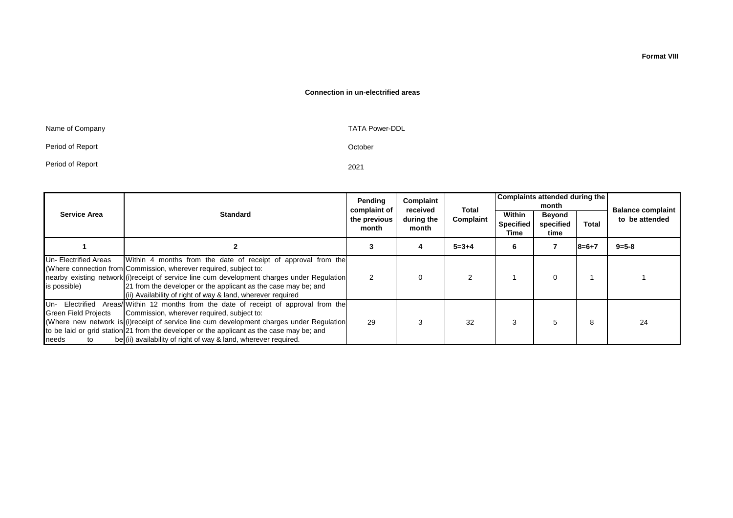**Format VIII**

**Connection in un-electrified areas**

Name of Company TATA Power-DDL

Period of Report October

Period of Report 2021

| Service Area | Standard | Pending complaint of the previous month | Complaint received during the month | Total Complaint | Complaints attended during the month | | | Balance complaint to be attended |
|---|---|---|---|---|---|---|---|---|
| | | | | | Within Specified Time | Beyond specified time | Total | |
| 1 | 2 | 3 | 4 | 5=3+4 | 6 | 7 | 8=6+7 | 9=5-8 |
| Un- Electrified Areas (Where connection from nearby existing network is possible) | Within 4 months from the date of receipt of approval from the Commission, wherever required, subject to: (i)receipt of service line cum development charges under Regulation 21 from the developer or the applicant as the case may be; and (ii) Availability of right of way & land, wherever required | 2 | 0 | 2 | 1 | 0 | 1 | 1 |
| Un- Electrified Areas/ Green Field Projects (Where new network is to be laid or grid station needs to be | Within 12 months from the date of receipt of approval from the Commission, wherever required, subject to: (i)receipt of service line cum development charges under Regulation 21 from the developer or the applicant as the case may be; and (ii) availability of right of way & land, wherever required. | 29 | 3 | 32 | 3 | 5 | 8 | 24 |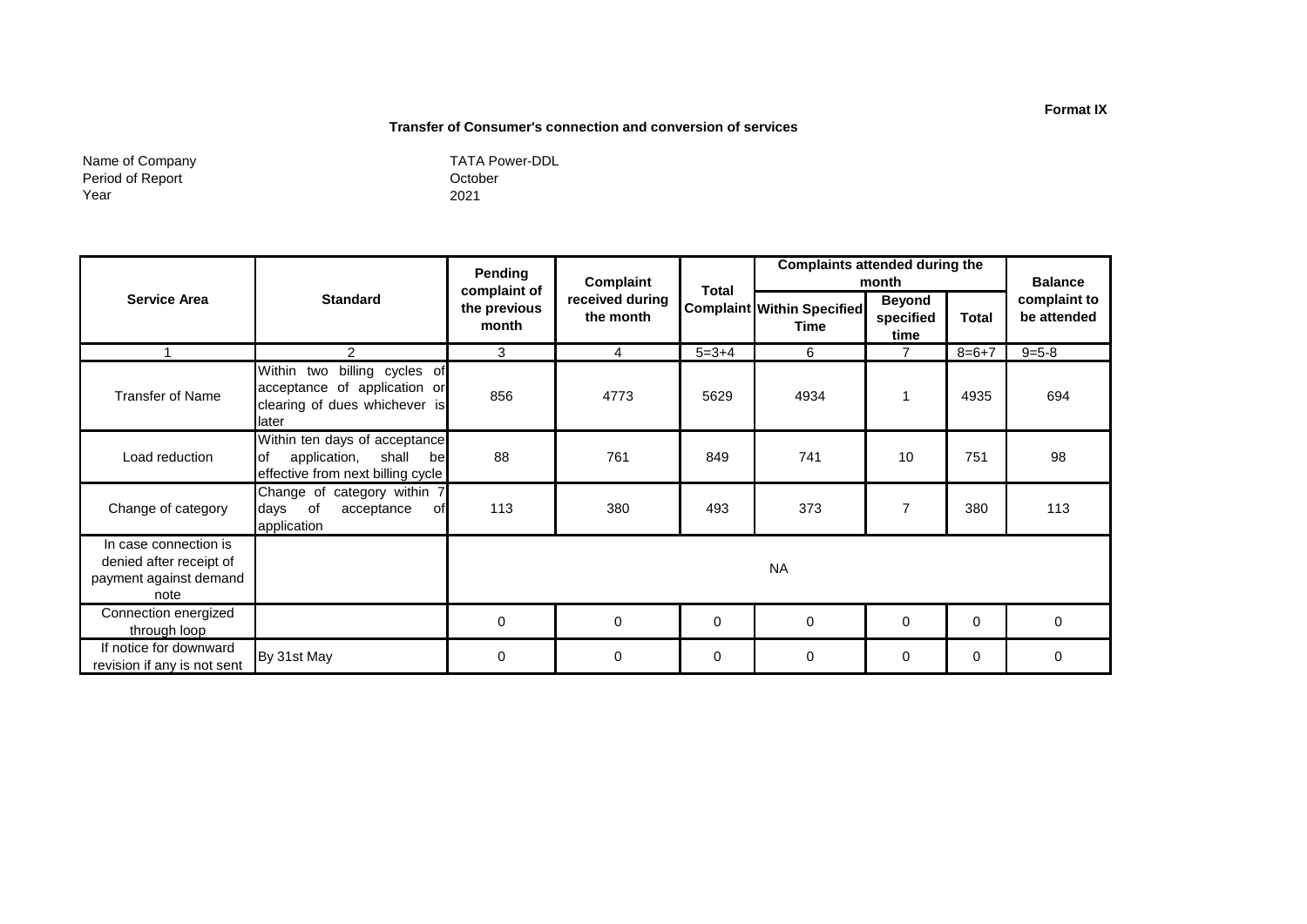**Format IX**

**Transfer of Consumer's connection and conversion of services**

Name of Company: TATA Power-DDL
Period of Report: October
Year: 2021

| Service Area | Standard | Pending complaint of the previous month | Complaint received during the month | Total Complaint | Complaints attended during the month | | | Balance complaint to be attended |
|---|---|---|---|---|---|---|---|---|
| | | | | | Within Specified Time | Beyond specified time | Total | |
| 1 | 2 | 3 | 4 | 5=3+4 | 6 | 7 | 8=6+7 | 9=5-8 |
| Transfer of Name | Within two billing cycles of acceptance of application or clearing of dues whichever is later | 856 | 4773 | 5629 | 4934 | 1 | 4935 | 694 |
| Load reduction | Within ten days of acceptance of application, shall be effective from next billing cycle | 88 | 761 | 849 | 741 | 10 | 751 | 98 |
| Change of category | Change of category within 7 days of acceptance of application | 113 | 380 | 493 | 373 | 7 | 380 | 113 |
| In case connection is denied after receipt of payment against demand note | | NA | | | | | | |
| Connection energized through loop | | 0 | 0 | 0 | 0 | 0 | 0 | 0 |
| If notice for downward revision if any is not sent | By 31st May | 0 | 0 | 0 | 0 | 0 | 0 | 0 |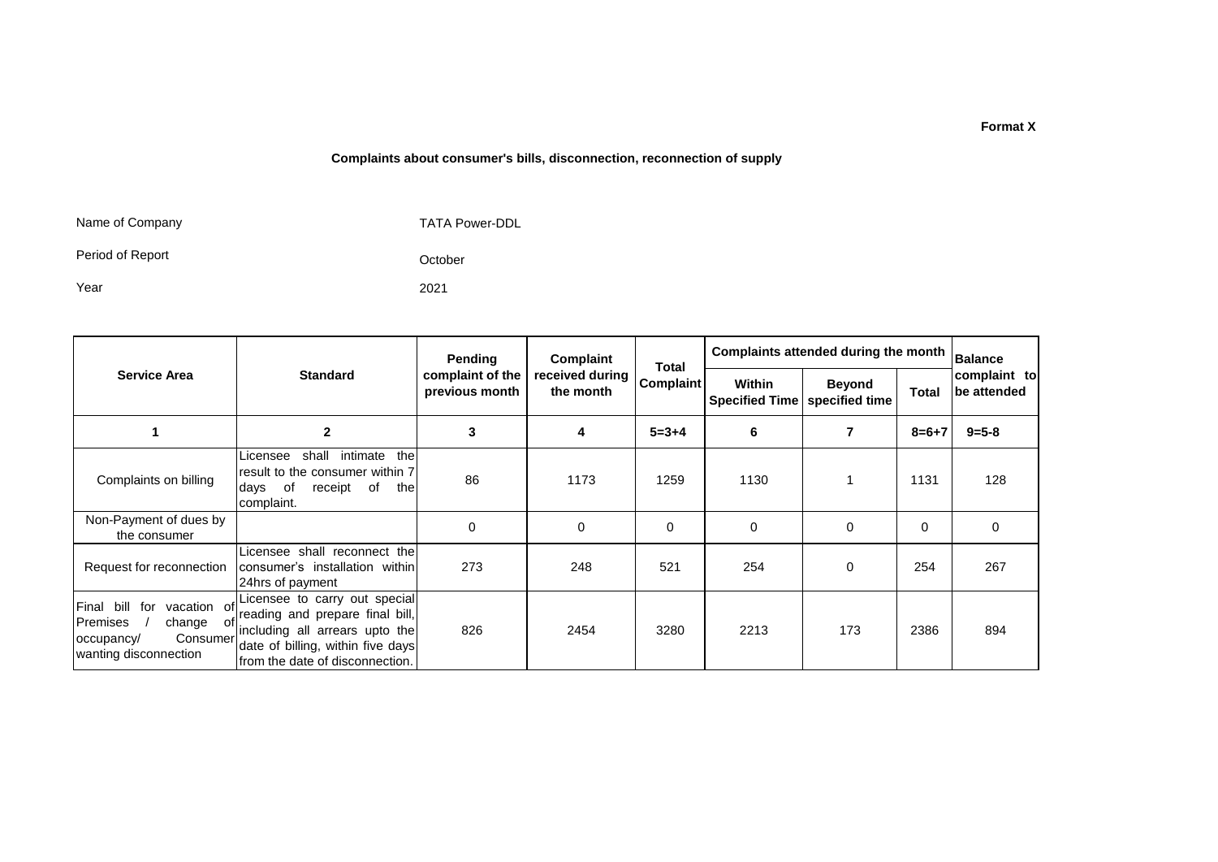**Format X**

## Complaints about consumer's bills, disconnection, reconnection of supply

| | |
|---|---|
| Name of Company | TATA Power-DDL |
| Period of Report | October |
| Year | 2021 |

| Service Area | Standard | Pending complaint of the previous month | Complaint received during the month | Total Complaint | Complaints attended during the month | | | Balance complaint to be attended |
|---|---|---|---|---|---|---|---|---|
| | | | | | Within Specified Time | Beyond specified time | Total | |
| 1 | 2 | 3 | 4 | 5=3+4 | 6 | 7 | 8=6+7 | 9=5-8 |
| Complaints on billing | Licensee shall intimate the result to the consumer within 7 days of receipt of the complaint. | 86 | 1173 | 1259 | 1130 | 1 | 1131 | 128 |
| Non-Payment of dues by the consumer | | 0 | 0 | 0 | 0 | 0 | 0 | 0 |
| Request for reconnection | Licensee shall reconnect the consumer's installation within 24hrs of payment | 273 | 248 | 521 | 254 | 0 | 254 | 267 |
| Final bill for vacation of Premises / change of occupancy/ Consumer wanting disconnection | Licensee to carry out special reading and prepare final bill, including all arrears upto the date of billing, within five days from the date of disconnection. | 826 | 2454 | 3280 | 2213 | 173 | 2386 | 894 |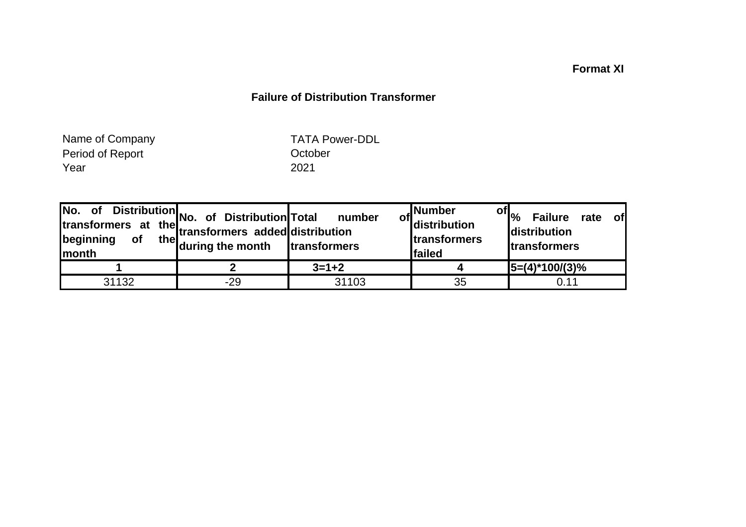**Format XI**

## Failure of Distribution Transformer

Name of Company TATA Power-DDL
Period of Report October
Year 2021

| No. of Distribution transformers at the beginning of the month | No. of Distribution transformers added during the month | Total number of distribution transformers | Number of distribution transformers failed | % Failure rate of distribution transformers |
|---|---|---|---|---|
| **1** | **2** | **3=1+2** | **4** | **5=(4)*100/(3)%** |
| 31132 | -29 | 31103 | 35 | 0.11 |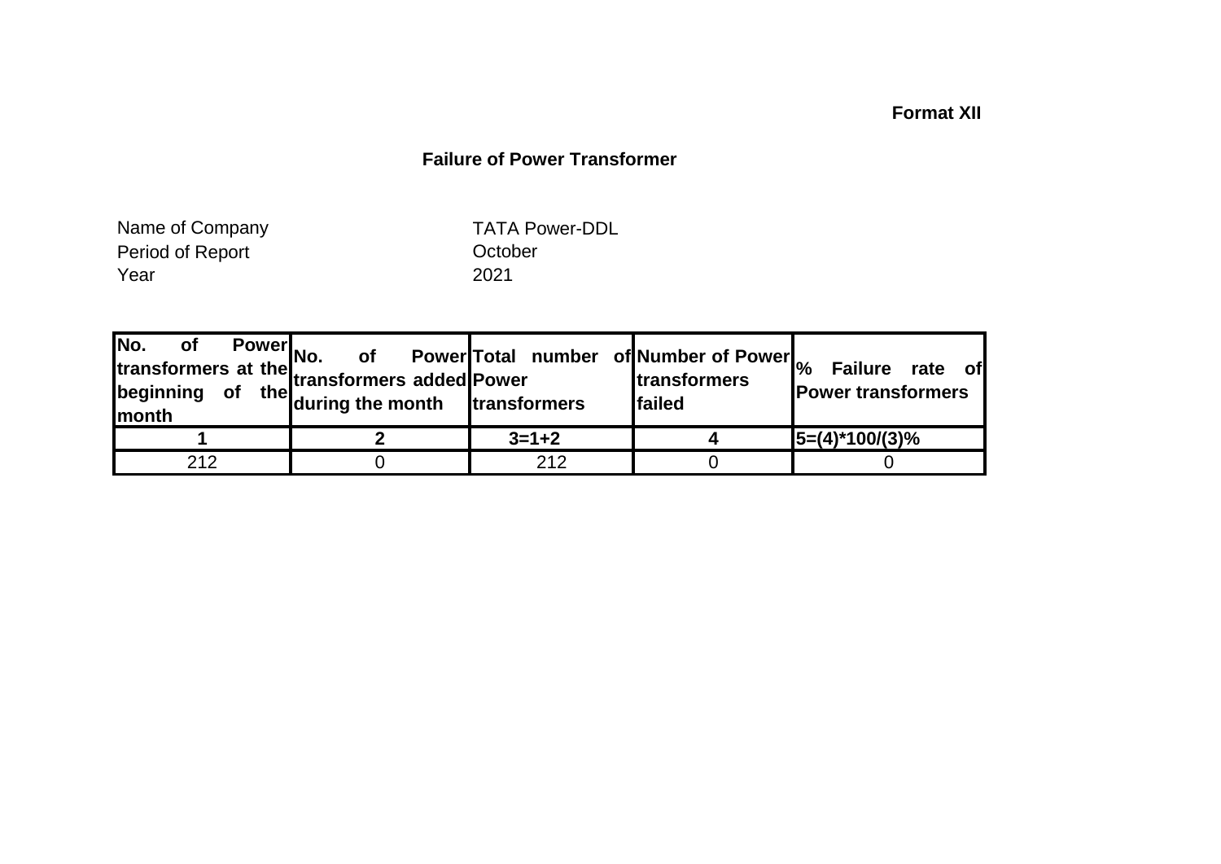**Format XII**

## Failure of Power Transformer

Name of Company TATA Power-DDL
Period of Report October
Year 2021

| No. of Power transformers at the beginning of the month | No. of Power transformers added during the month | Total number of Power transformers | Number of Power transformers failed | % Failure rate of Power transformers |
|---|---|---|---|---|
| **1** | **2** | **3=1+2** | **4** | **5=(4)*100/(3)%** |
| 212 | 0 | 212 | 0 | 0 |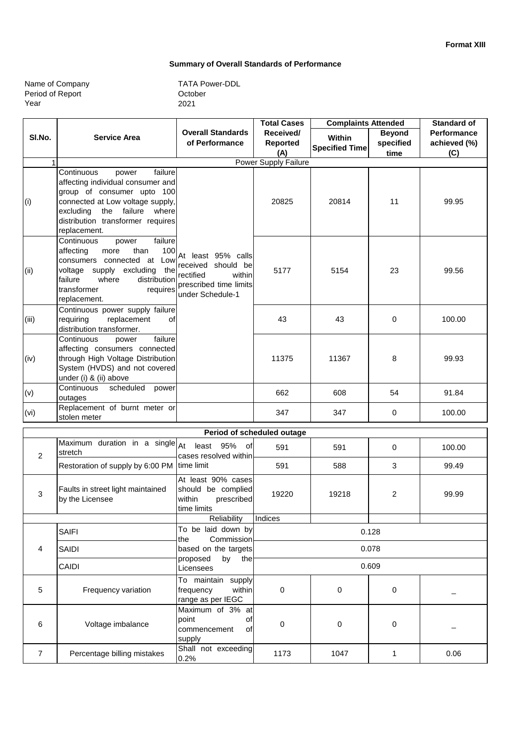**Format XIII**

## Summary of Overall Standards of Performance

Name of Company: TATA Power-DDL
Period of Report: October
Year: 2021

| Sl.No. | Service Area | Overall Standards of Performance | Total Cases Received/ Reported (A) | Complaints Attended | | Standard of Performance achieved (%) (C) |
|---|---|---|---|---|---|---|
| | | | | Within Specified Time | Beyond specified time | |
| 1 | Power Supply Failure | | | | | |
| (i) | Continuous power failure affecting individual consumer and group of consumer upto 100 connected at Low voltage supply, excluding the failure where distribution transformer requires replacement. | At least 95% calls received should be rectified within prescribed time limits under Schedule-1 | 20825 | 20814 | 11 | 99.95 |
| (ii) | Continuous power failure affecting more than 100 consumers connected at Low voltage supply excluding the failure where distribution transformer requires replacement. | | 5177 | 5154 | 23 | 99.56 |
| (iii) | Continuous power supply failure requiring replacement of distribution transformer. | | 43 | 43 | 0 | 100.00 |
| (iv) | Continuous power failure affecting consumers connected through High Voltage Distribution System (HVDS) and not covered under (i) & (ii) above | | 11375 | 11367 | 8 | 99.93 |
| (v) | Continuous scheduled power outages | | 662 | 608 | 54 | 91.84 |
| (vi) | Replacement of burnt meter or stolen meter | | 347 | 347 | 0 | 100.00 |
| | Period of scheduled outage | | | | | |
| 2 | Maximum duration in a single stretch | At least 95% of cases resolved within time limit | 591 | 591 | 0 | 100.00 |
| | Restoration of supply by 6:00 PM | | 591 | 588 | 3 | 99.49 |
| 3 | Faults in street light maintained by the Licensee | At least 90% cases should be complied within prescribed time limits | 19220 | 19218 | 2 | 99.99 |
| | | Reliability | Indices | | | |
| 4 | SAIFI | To be laid down by the Commission based on the targets proposed by the Licensees | 0.128 | | | |
| | SAIDI | | 0.078 | | | |
| | CAIDI | | 0.609 | | | |
| 5 | Frequency variation | To maintain supply frequency within range as per IEGC | 0 | 0 | 0 | _ |
| 6 | Voltage imbalance | Maximum of 3% at point of commencement of supply | 0 | 0 | 0 | _ |
| 7 | Percentage billing mistakes | Shall not exceeding 0.2% | 1173 | 1047 | 1 | 0.06 |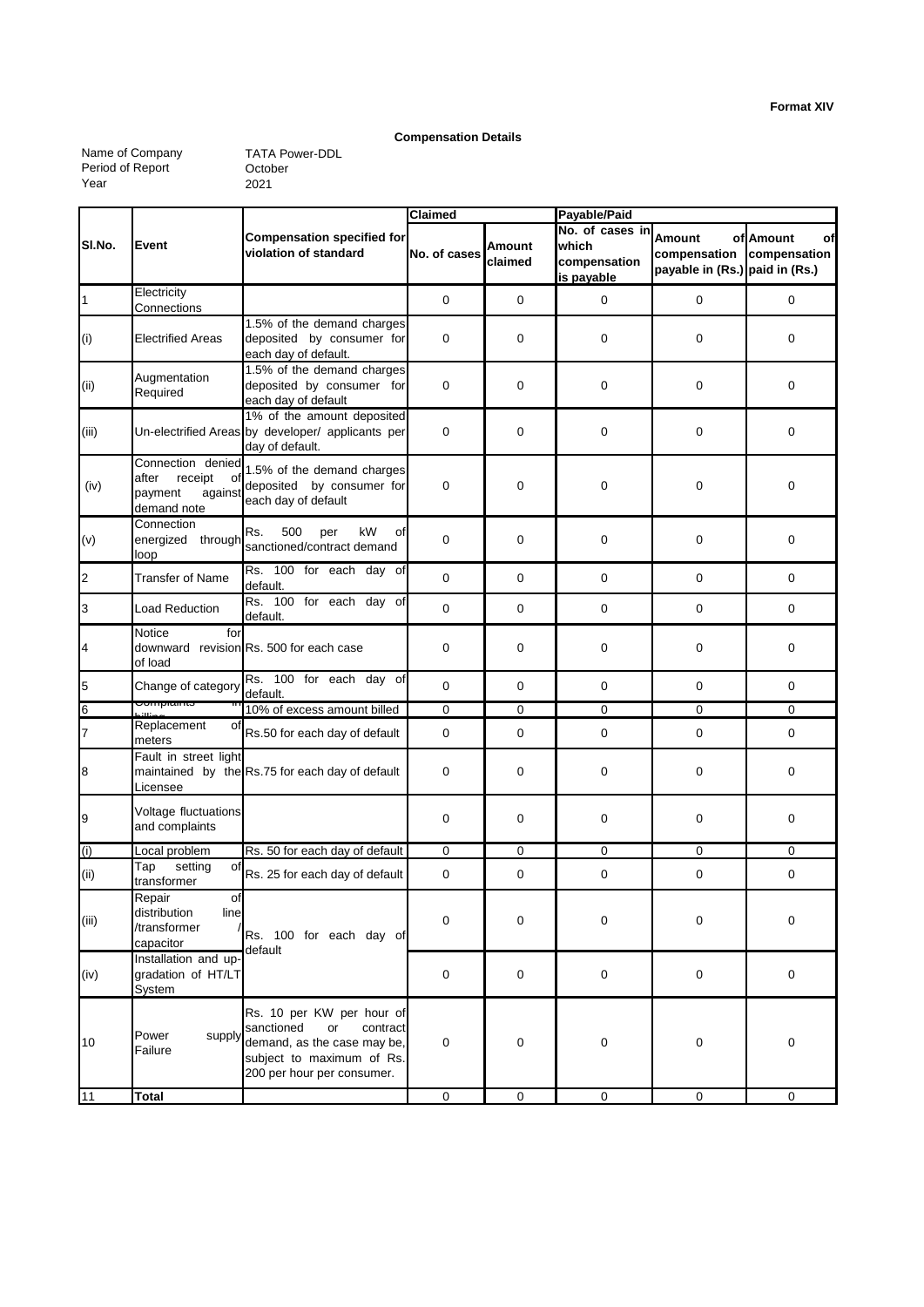**Format XIV**

**Compensation Details**

Name of Company: TATA Power-DDL
Period of Report: October
Year: 2021

| Sl.No. | Event | Compensation specified for violation of standard | Claimed | | Payable/Paid | | |
|---|---|---|---|---|---|---|---|
| | | | No. of cases | Amount claimed | No. of cases in which compensation is payable | Amount of compensation payable in (Rs.) | Amount of compensation paid in (Rs.) |
| 1 | Electricity Connections | | 0 | 0 | 0 | 0 | 0 |
| (i) | Electrified Areas | 1.5% of the demand charges deposited by consumer for each day of default. | 0 | 0 | 0 | 0 | 0 |
| (ii) | Augmentation Required | 1.5% of the demand charges deposited by consumer for each day of default | 0 | 0 | 0 | 0 | 0 |
| (iii) | Un-electrified Areas | 1% of the amount deposited by developer/ applicants per day of default. | 0 | 0 | 0 | 0 | 0 |
| (iv) | Connection denied after receipt of payment against demand note | 1.5% of the demand charges deposited by consumer for each day of default | 0 | 0 | 0 | 0 | 0 |
| (v) | Connection energized through loop | Rs. 500 per kW of sanctioned/contract demand | 0 | 0 | 0 | 0 | 0 |
| 2 | Transfer of Name | Rs. 100 for each day of default. | 0 | 0 | 0 | 0 | 0 |
| 3 | Load Reduction | Rs. 100 for each day of default. | 0 | 0 | 0 | 0 | 0 |
| 4 | Notice for downward revision of load | Rs. 500 for each case | 0 | 0 | 0 | 0 | 0 |
| 5 | Change of category | Rs. 100 for each day of default. | 0 | 0 | 0 | 0 | 0 |
| 6 | Complaints in billing | 10% of excess amount billed | 0 | 0 | 0 | 0 | 0 |
| 7 | Replacement of meters | Rs.50 for each day of default | 0 | 0 | 0 | 0 | 0 |
| 8 | Fault in street light maintained by the Licensee | Rs.75 for each day of default | 0 | 0 | 0 | 0 | 0 |
| 9 | Voltage fluctuations and complaints | | 0 | 0 | 0 | 0 | 0 |
| (i) | Local problem | Rs. 50 for each day of default | 0 | 0 | 0 | 0 | 0 |
| (ii) | Tap setting of transformer | Rs. 25 for each day of default | 0 | 0 | 0 | 0 | 0 |
| (iii) | Repair of distribution line /transformer / capacitor | Rs. 100 for each day of default | 0 | 0 | 0 | 0 | 0 |
| (iv) | Installation and up-gradation of HT/LT System | | 0 | 0 | 0 | 0 | 0 |
| 10 | Power supply Failure | Rs. 10 per KW per hour of sanctioned or contract demand, as the case may be, subject to maximum of Rs. 200 per hour per consumer. | 0 | 0 | 0 | 0 | 0 |
| 11 | **Total** | | 0 | 0 | 0 | 0 | 0 |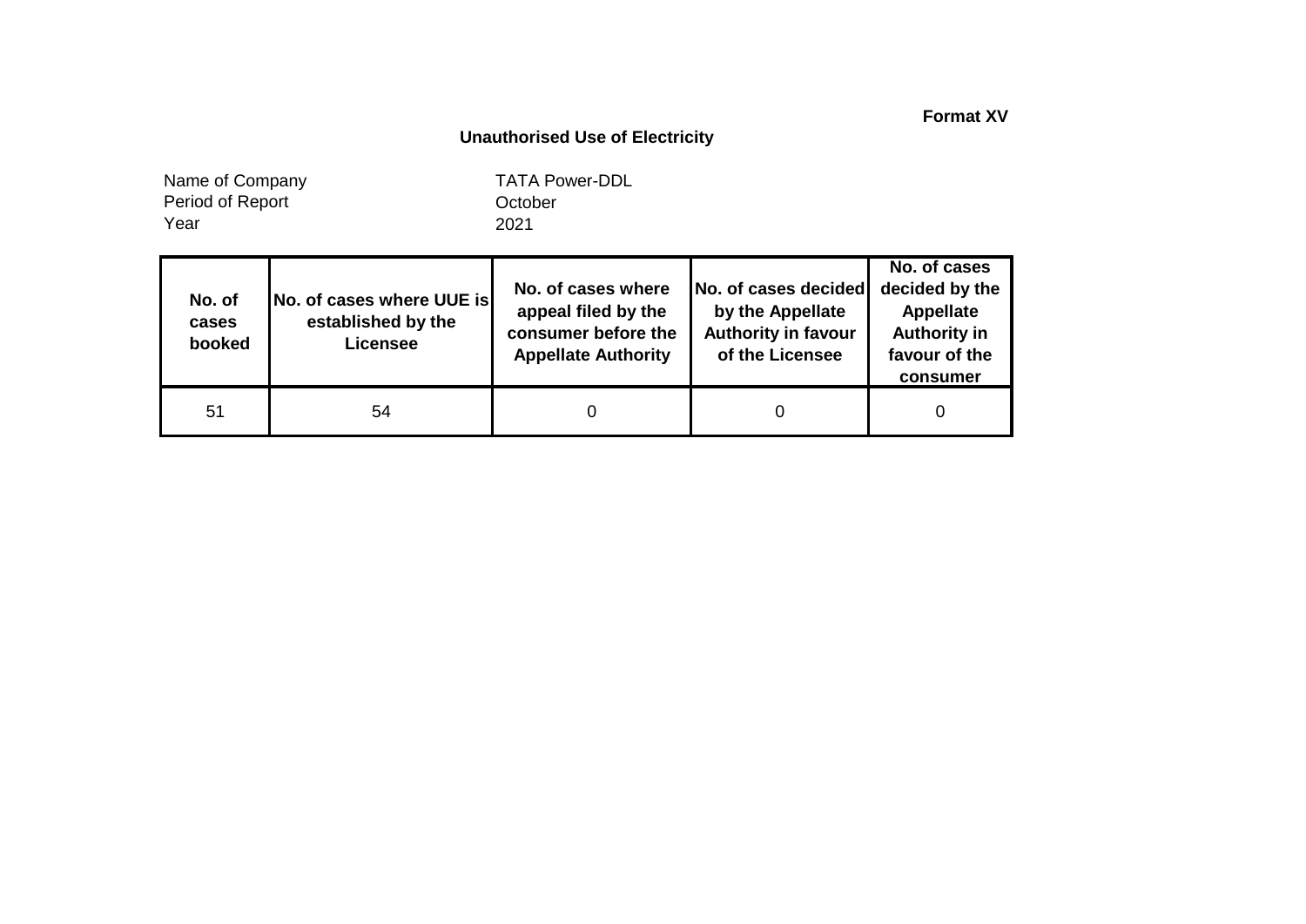**Format XV**

## Unauthorised Use of Electricity

Name of Company TATA Power-DDL
Period of Report October
Year 2021

| No. of cases booked | No. of cases where UUE is established by the Licensee | No. of cases where appeal filed by the consumer before the Appellate Authority | No. of cases decided by the Appellate Authority in favour of the Licensee | No. of cases decided by the Appellate Authority in favour of the consumer |
|---|---|---|---|---|
| 51 | 54 | 0 | 0 | 0 |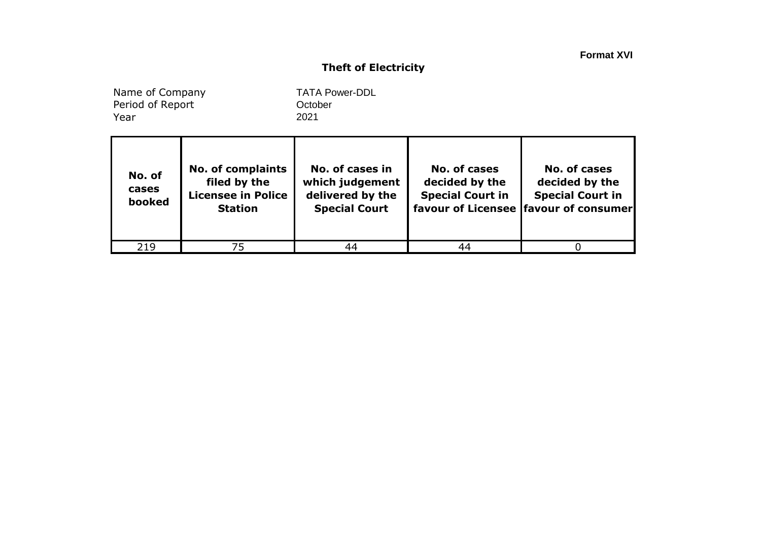Format XVI

# Theft of Electricity

Name of Company TATA Power-DDL
Period of Report October
Year 2021

| No. of cases booked | No. of complaints filed by the Licensee in Police Station | No. of cases in which judgement delivered by the Special Court | No. of cases decided by the Special Court in favour of Licensee | No. of cases decided by the Special Court in favour of consumer |
|---|---|---|---|---|
| 219 | 75 | 44 | 44 | 0 |